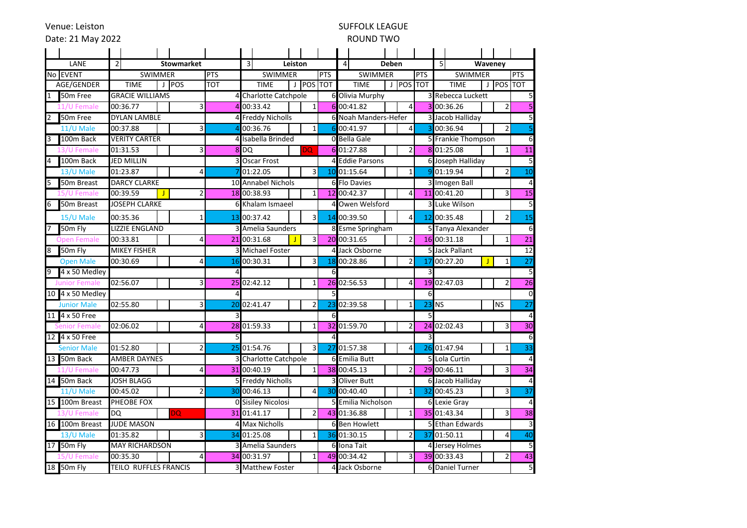Venue: Leiston

Date: 21 May 2022

SUFFOLK LEAGUE

ROUND TWO

| LANE | | 2 | Stowmarket | | | 3 | Leiston | | | 4 | Deben | | | 5 | Waveney | | |
|---|---|---|---|---|---|---|---|---|---|---|---|---|---|---|---|---|---|
| No | EVENT | SWIMMER | | | PTS | SWIMMER | | | PTS | SWIMMER | | | PTS | SWIMMER | | | PTS |
| | AGE/GENDER | TIME | J | POS | TOT | TIME | J | POS | TOT | TIME | J | POS | TOT | TIME | J | POS | TOT |
| 1 | 50m Free | GRACIE WILLIAMS | | | 4 | Charlotte Catchpole | | | 6 | Olivia Murphy | | | 3 | Rebecca Luckett | | | 5 |
| | 11/U Female | 00:36.77 | | 3 | 4 | 00:33.42 | | 1 | 6 | 00:41.82 | | 4 | 3 | 00:36.26 | | 2 | 5 |
| 2 | 50m Free | DYLAN LAMBLE | | | 4 | Freddy Nicholls | | | 6 | Noah Manders-Hefer | | | 3 | Jacob Halliday | | | 5 |
| | 11/U Male | 00:37.88 | | 3 | 4 | 00:36.76 | | 1 | 6 | 00:41.97 | | 4 | 3 | 00:36.94 | | 2 | 5 |
| 3 | 100m Back | VERITY CARTER | | | 4 | Isabella Brinded | | | 0 | Bella Gale | | | 5 | Frankie Thompson | | | 6 |
| | 13/U Female | 01:31.53 | | 3 | 8 | DQ | | DQ | 6 | 01:27.88 | | 2 | 8 | 01:25.08 | | 1 | 11 |
| 4 | 100m Back | JED MILLIN | | | 3 | Oscar Frost | | | 4 | Eddie Parsons | | | 6 | Joseph Halliday | | | 5 |
| | 13/U Male | 01:23.87 | | 4 | 7 | 01:22.05 | | 3 | 10 | 01:15.64 | | 1 | 9 | 01:19.94 | | 2 | 10 |
| 5 | 50m Breast | DARCY CLARKE | | | 10 | Annabel Nichols | | | 6 | Flo Davies | | | 3 | Imogen Ball | | | 4 |
| | 15/U Female | 00:39.59 | J | 2 | 18 | 00:38.93 | | 1 | 12 | 00:42.37 | | 4 | 11 | 00:41.20 | | 3 | 15 |
| 6 | 50m Breast | JOSEPH CLARKE | | | 6 | Khalam Ismaeel | | | 4 | Owen Welsford | | | 3 | Luke Wilson | | | 5 |
| | 15/U Male | 00:35.36 | | 1 | 13 | 00:37.42 | | 3 | 14 | 00:39.50 | | 4 | 12 | 00:35.48 | | 2 | 15 |
| 7 | 50m Fly | LIZZIE ENGLAND | | | 3 | Amelia Saunders | | | 8 | Esme Springham | | | 5 | Tanya Alexander | | | 6 |
| | Open Female | 00:33.81 | | 4 | 21 | 00:31.68 | J | 3 | 20 | 00:31.65 | | 2 | 16 | 00:31.18 | | 1 | 21 |
| 8 | 50m Fly | MIKEY FISHER | | | 3 | Michael Foster | | | 4 | Jack Osborne | | | 5 | Jack Pallant | | | 12 |
| | Open Male | 00:30.69 | | 4 | 16 | 00:30.31 | | 3 | 18 | 00:28.86 | | 2 | 17 | 00:27.20 | J | 1 | 27 |
| 9 | 4 x 50 Medley | | | | 4 | | | | 6 | | | | 3 | | | | 5 |
| | Junior Female | 02:56.07 | | 3 | 25 | 02:42.12 | | 1 | 26 | 02:56.53 | | 4 | 19 | 02:47.03 | | 2 | 26 |
| 10 | 4 x 50 Medley | | | | 4 | | | | 5 | | | | 6 | | | | 0 |
| | Junior Male | 02:55.80 | | 3 | 20 | 02:41.47 | | 2 | 23 | 02:39.58 | | 1 | 23 | NS | | NS | 27 |
| 11 | 4 x 50 Free | | | | 3 | | | | 6 | | | | 5 | | | | 4 |
| | Senior Female | 02:06.02 | | 4 | 28 | 01:59.33 | | 1 | 32 | 01:59.70 | | 2 | 24 | 02:02.43 | | 3 | 30 |
| 12 | 4 x 50 Free | | | | 5 | | | | 4 | | | | 3 | | | | 6 |
| | Senior Male | 01:52.80 | | 2 | 25 | 01:54.76 | | 3 | 27 | 01:57.38 | | 4 | 26 | 01:47.94 | | 1 | 33 |
| 13 | 50m Back | AMBER DAYNES | | | 3 | Charlotte Catchpole | | | 6 | Emilia Butt | | | 5 | Lola Curtin | | | 4 |
| | 11/U Female | 00:47.73 | | 4 | 31 | 00:40.19 | | 1 | 38 | 00:45.13 | | 2 | 29 | 00:46.11 | | 3 | 34 |
| 14 | 50m Back | JOSH BLAGG | | | 5 | Freddy Nicholls | | | 3 | Oliver Butt | | | 6 | Jacob Halliday | | | 4 |
| | 11/U Male | 00:45.02 | | 2 | 30 | 00:46.13 | | 4 | 30 | 00:40.40 | | 1 | 32 | 00:45.23 | | 3 | 37 |
| 15 | 100m Breast | PHEOBE FOX | | | 0 | Sisiley Nicolosi | | | 5 | Emilia Nicholson | | | 6 | Lexie Gray | | | 4 |
| | 13/U Female | DQ | | DQ | 31 | 01:41.17 | | 2 | 43 | 01:36.88 | | 1 | 35 | 01:43.34 | | 3 | 38 |
| 16 | 100m Breast | JUDE MASON | | | 4 | Max Nicholls | | | 6 | Ben Howlett | | | 5 | Ethan Edwards | | | 3 |
| | 13/U Male | 01:35.82 | | 3 | 34 | 01:25.08 | | 1 | 36 | 01:30.15 | | 2 | 37 | 01:50.11 | | 4 | 40 |
| 17 | 50m Fly | MAY RICHARDSON | | | 3 | Amelia Saunders | | | 6 | Iona Tait | | | 4 | Jersey Holmes | | | 5 |
| | 15/U Female | 00:35.30 | | 4 | 34 | 00:31.97 | | 1 | 49 | 00:34.42 | | 3 | 39 | 00:33.43 | | 2 | 43 |
| 18 | 50m Fly | TEILO RUFFLES FRANCIS | | | 3 | Matthew Foster | | | 4 | Jack Osborne | | | 6 | Daniel Turner | | | 5 |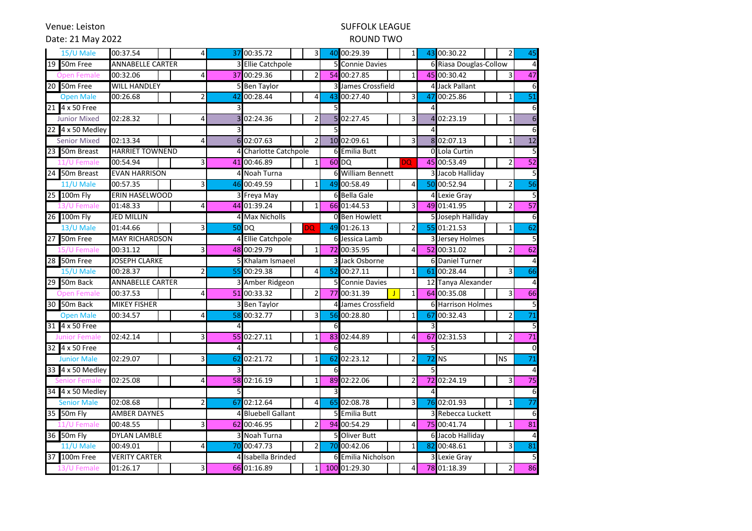Venue: Leiston

Date: 21 May 2022

SUFFOLK LEAGUE

ROUND TWO

| | | | | | | | | | | | | | | | | |
|---|---|---|---|---|---|---|---|---|---|---|---|---|---|---|---|---|
| | 15/U Male | 00:37.54 | | 4 | 37 | 00:35.72 | | 3 | 40 | 00:29.39 | | 1 | 43 | 00:30.22 | 2 | 45 |
| 19 | 50m Free | ANNABELLE CARTER | | | 3 | Ellie Catchpole | | | 5 | Connie Davies | | | 6 | Riasa Douglas-Collow | | 4 |
| | Open Female | 00:32.06 | | 4 | 37 | 00:29.36 | | 2 | 54 | 00:27.85 | | 1 | 45 | 00:30.42 | 3 | 47 |
| 20 | 50m Free | WILL HANDLEY | | | 5 | Ben Taylor | | | 3 | James Crossfield | | | 4 | Jack Pallant | | 6 |
| | Open Male | 00:26.68 | | 2 | 42 | 00:28.44 | | 4 | 43 | 00:27.40 | | 3 | 47 | 00:25.86 | 1 | 51 |
| 21 | 4 x 50 Free | | | | 3 | | | | 5 | | | | 4 | | | 6 |
| | Junior Mixed | 02:28.32 | | 4 | 3 | 02:24.36 | | 2 | 5 | 02:27.45 | | 3 | 4 | 02:23.19 | 1 | 6 |
| 22 | 4 x 50 Medley | | | | 3 | | | | 5 | | | | 4 | | | 6 |
| | Senior Mixed | 02:13.34 | | 4 | 6 | 02:07.63 | | 2 | 10 | 02:09.61 | | 3 | 8 | 02:07.13 | 1 | 12 |
| 23 | 50m Breast | HARRIET TOWNEND | | | 4 | Charlotte Catchpole | | | 6 | Emilia Butt | | | 0 | Lola Curtin | | 5 |
| | 11/U Female | 00:54.94 | | 3 | 41 | 00:46.89 | | 1 | 60 | DQ | | DQ | 45 | 00:53.49 | 2 | 52 |
| 24 | 50m Breast | EVAN HARRISON | | | 4 | Noah Turna | | | 6 | William Bennett | | | 3 | Jacob Halliday | | 5 |
| | 11/U Male | 00:57.35 | | 3 | 46 | 00:49.59 | | 1 | 49 | 00:58.49 | | 4 | 50 | 00:52.94 | 2 | 56 |
| 25 | 100m Fly | ERIN HASELWOOD | | | 3 | Freya May | | | 6 | Bella Gale | | | 4 | Lexie Gray | | 5 |
| | 13/U Female | 01:48.33 | | 4 | 44 | 01:39.24 | | 1 | 66 | 01:44.53 | | 3 | 49 | 01:41.95 | 2 | 57 |
| 26 | 100m Fly | JED MILLIN | | | 4 | Max Nicholls | | | 0 | Ben Howlett | | | 5 | Joseph Halliday | | 6 |
| | 13/U Male | 01:44.66 | | 3 | 50 | DQ | | DQ | 49 | 01:26.13 | | 2 | 55 | 01:21.53 | 1 | 62 |
| 27 | 50m Free | MAY RICHARDSON | | | 4 | Ellie Catchpole | | | 6 | Jessica Lamb | | | 3 | Jersey Holmes | | 5 |
| | 15/U Female | 00:31.12 | | 3 | 48 | 00:29.79 | | 1 | 72 | 00:35.95 | | 4 | 52 | 00:31.02 | 2 | 62 |
| 28 | 50m Free | JOSEPH CLARKE | | | 5 | Khalam Ismaeel | | | 3 | Jack Osborne | | | 6 | Daniel Turner | | 4 |
| | 15/U Male | 00:28.37 | | 2 | 55 | 00:29.38 | | 4 | 52 | 00:27.11 | | 1 | 61 | 00:28.44 | 3 | 66 |
| 29 | 50m Back | ANNABELLE CARTER | | | 3 | Amber Ridgeon | | | 5 | Connie Davies | | | 12 | Tanya Alexander | | 4 |
| | Open Female | 00:37.53 | | 4 | 51 | 00:33.32 | | 2 | 77 | 00:31.39 | J | 1 | 64 | 00:35.08 | 3 | 66 |
| 30 | 50m Back | MIKEY FISHER | | | 3 | Ben Taylor | | | 4 | James Crossfield | | | 6 | Harrison Holmes | | 5 |
| | Open Male | 00:34.57 | | 4 | 58 | 00:32.77 | | 3 | 56 | 00:28.80 | | 1 | 67 | 00:32.43 | 2 | 71 |
| 31 | 4 x 50 Free | | | | 4 | | | | 6 | | | | 3 | | | 5 |
| | Junior Female | 02:42.14 | | 3 | 55 | 02:27.11 | | 1 | 83 | 02:44.89 | | 4 | 67 | 02:31.53 | 2 | 71 |
| 32 | 4 x 50 Free | | | | 4 | | | | 6 | | | | 5 | | | 0 |
| | Junior Male | 02:29.07 | | 3 | 62 | 02:21.72 | | 1 | 62 | 02:23.12 | | 2 | 72 | NS | NS | 71 |
| 33 | 4 x 50 Medley | | | | 3 | | | | 6 | | | | 5 | | | 4 |
| | Senior Female | 02:25.08 | | 4 | 58 | 02:16.19 | | 1 | 89 | 02:22.06 | | 2 | 72 | 02:24.19 | 3 | 75 |
| 34 | 4 x 50 Medley | | | | 5 | | | | 3 | | | | 4 | | | 6 |
| | Senior Male | 02:08.68 | | 2 | 67 | 02:12.64 | | 4 | 65 | 02:08.78 | | 3 | 76 | 02:01.93 | 1 | 77 |
| 35 | 50m Fly | AMBER DAYNES | | | 4 | Bluebell Gallant | | | 5 | Emilia Butt | | | 3 | Rebecca Luckett | | 6 |
| | 11/U Female | 00:48.55 | | 3 | 62 | 00:46.95 | | 2 | 94 | 00:54.29 | | 4 | 75 | 00:41.74 | 1 | 81 |
| 36 | 50m Fly | DYLAN LAMBLE | | | 3 | Noah Turna | | | 5 | Oliver Butt | | | 6 | Jacob Halliday | | 4 |
| | 11/U Male | 00:49.01 | | 4 | 70 | 00:47.73 | | 2 | 70 | 00:42.06 | | 1 | 82 | 00:48.61 | 3 | 81 |
| 37 | 100m Free | VERITY CARTER | | | 4 | Isabella Brinded | | | 6 | Emilia Nicholson | | | 3 | Lexie Gray | | 5 |
| | 13/U Female | 01:26.17 | | 3 | 66 | 01:16.89 | | 1 | 100 | 01:29.30 | | 4 | 78 | 01:18.39 | 2 | 86 |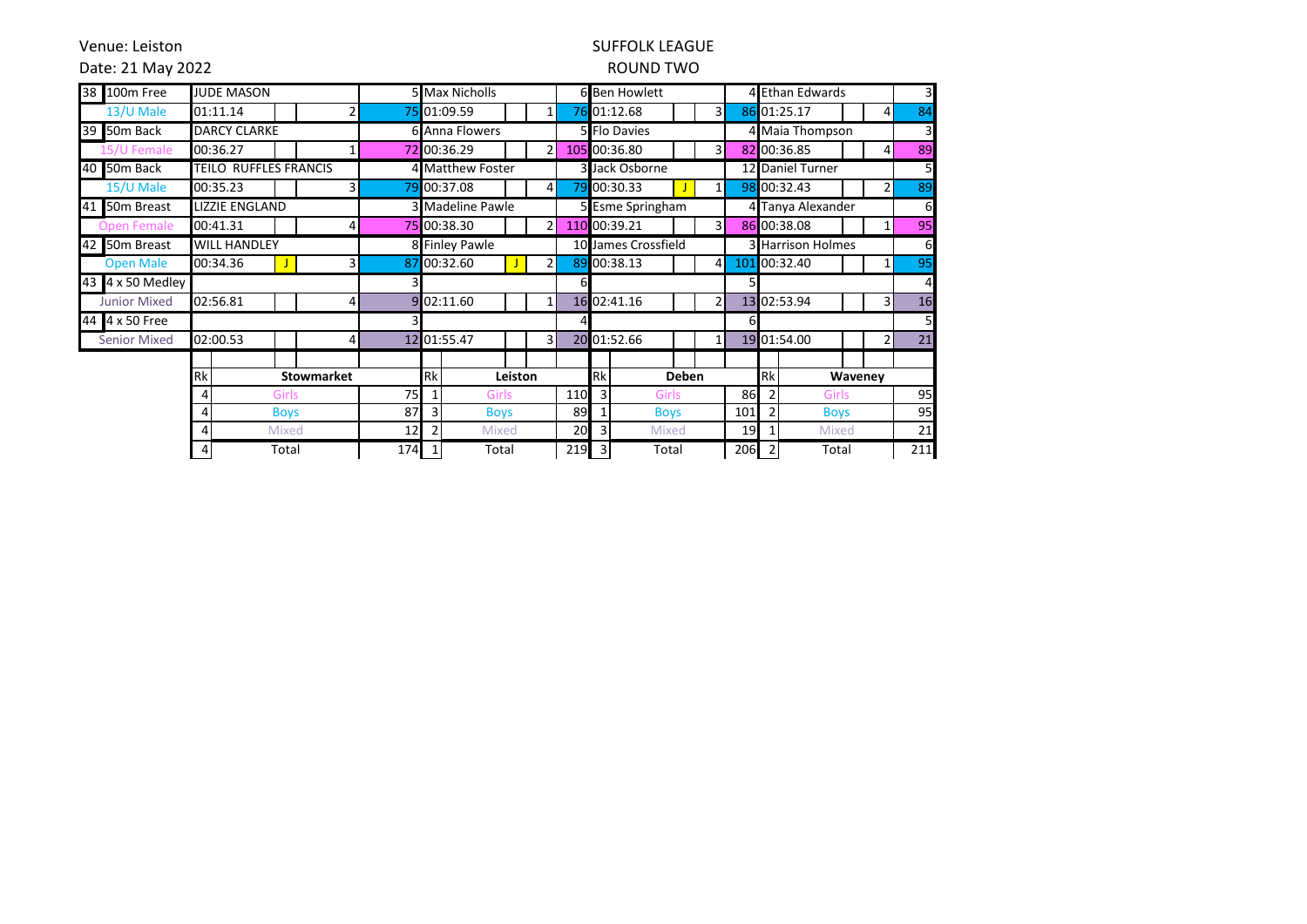Venue: Leiston

Date: 21 May 2022

SUFFOLK LEAGUE

ROUND TWO

| | | | | | | | | | | | | | | | | | | | | | |
|---|---|---|---|---|---|---|---|---|---|---|---|---|---|---|---|---|---|---|---|---|---|
| 38 | 100m Free | JUDE MASON | | | 5 | Max Nicholls | | | 6 | Ben Howlett | | | 4 | Ethan Edwards | | | 3 | | | | |
| | 13/U Male | 01:11.14 | | 2 | 75 | 01:09.59 | | 1 | 76 | 01:12.68 | | 3 | 86 | 01:25.17 | | 4 | 84 | | | | |
| 39 | 50m Back | DARCY CLARKE | | | 6 | Anna Flowers | | | 5 | Flo Davies | | | 4 | Maia Thompson | | | 3 | | | | |
| | 15/U Female | 00:36.27 | | 1 | 72 | 00:36.29 | | 2 | 105 | 00:36.80 | | 3 | 82 | 00:36.85 | | 4 | 89 | | | | |
| 40 | 50m Back | TEILO RUFFLES FRANCIS | | | 4 | Matthew Foster | | | 3 | Jack Osborne | | | 12 | Daniel Turner | | | 5 | | | | |
| | 15/U Male | 00:35.23 | | 3 | 79 | 00:37.08 | | 4 | 79 | 00:30.33 | J | 1 | 98 | 00:32.43 | | 2 | 89 | | | | |
| 41 | 50m Breast | LIZZIE ENGLAND | | | 3 | Madeline Pawle | | | 5 | Esme Springham | | | 4 | Tanya Alexander | | | 6 | | | | |
| | Open Female | 00:41.31 | | 4 | 75 | 00:38.30 | | 2 | 110 | 00:39.21 | | 3 | 86 | 00:38.08 | | 1 | 95 | | | | |
| 42 | 50m Breast | WILL HANDLEY | | | 8 | Finley Pawle | | | 10 | James Crossfield | | | 3 | Harrison Holmes | | | 6 | | | | |
| | Open Male | 00:34.36 | J | 3 | 87 | 00:32.60 | J | 2 | 89 | 00:38.13 | | 4 | 101 | 00:32.40 | | 1 | 95 | | | | |
| 43 | 4 x 50 Medley | | | | 3 | | | | 6 | | | | 5 | | | | 4 | | | | |
| | Junior Mixed | 02:56.81 | | 4 | 9 | 02:11.60 | | 1 | 16 | 02:41.16 | | 2 | 13 | 02:53.94 | | 3 | 16 | | | | |
| 44 | 4 x 50 Free | | | | 3 | | | | 4 | | | | 6 | | | | 5 | | | | |
| | Senior Mixed | 02:00.53 | | 4 | 12 | 01:55.47 | | 3 | 20 | 01:52.66 | | 1 | 19 | 01:54.00 | | 2 | 21 | | | | |

| Rk | Stowmarket | | Rk | Leiston | | Rk | Deben | | Rk | Waveney | |
|---|---|---|---|---|---|---|---|---|---|---|---|
| 4 | Girls | 75 | 1 | Girls | 110 | 3 | Girls | 86 | 2 | Girls | 95 |
| 4 | Boys | 87 | 3 | Boys | 89 | 1 | Boys | 101 | 2 | Boys | 95 |
| 4 | Mixed | 12 | 2 | Mixed | 20 | 3 | Mixed | 19 | 1 | Mixed | 21 |
| 4 | Total | 174 | 1 | Total | 219 | 3 | Total | 206 | 2 | Total | 211 |